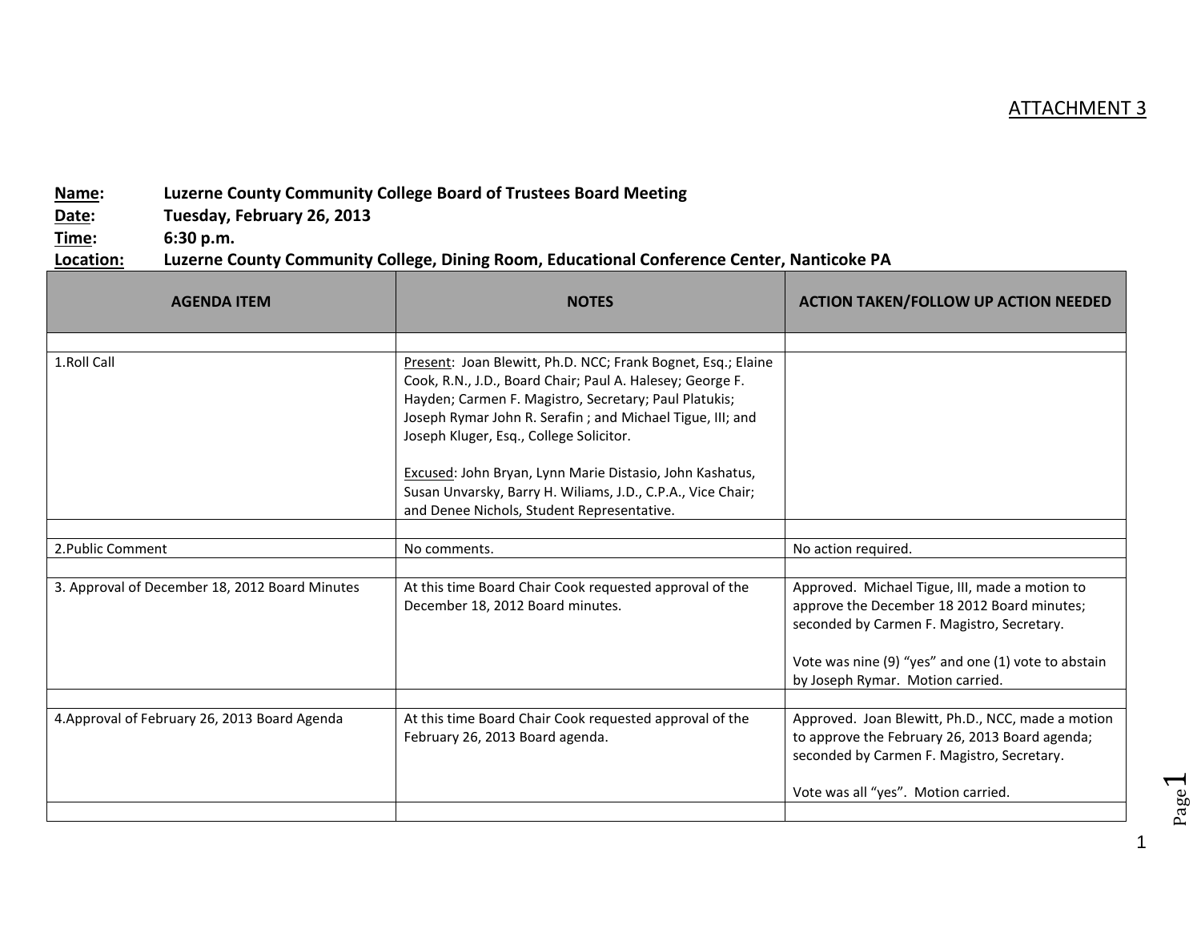ATTACHMENT 3

**Name:** Luzerne County Community College Board of Trustees Board Meeting
**Date:** Tuesday, February 26, 2013
**Time:** 6:30 p.m.
**Location:** Luzerne County Community College, Dining Room, Educational Conference Center, Nanticoke PA

| AGENDA ITEM | NOTES | ACTION TAKEN/FOLLOW UP ACTION NEEDED |
|---|---|---|
| | | |
| 1.Roll Call | Present: Joan Blewitt, Ph.D. NCC; Frank Bognet, Esq.; Elaine Cook, R.N., J.D., Board Chair; Paul A. Halesey; George F. Hayden; Carmen F. Magistro, Secretary; Paul Platukis; Joseph Rymar John R. Serafin ; and Michael Tigue, III; and Joseph Kluger, Esq., College Solicitor.<br><br>Excused: John Bryan, Lynn Marie Distasio, John Kashatus, Susan Unvarsky, Barry H. Wiliams, J.D., C.P.A., Vice Chair; and Denee Nichols, Student Representative. | |
| | | |
| 2.Public Comment | No comments. | No action required. |
| | | |
| 3. Approval of December 18, 2012 Board Minutes | At this time Board Chair Cook requested approval of the December 18, 2012 Board minutes. | Approved. Michael Tigue, III, made a motion to approve the December 18 2012 Board minutes; seconded by Carmen F. Magistro, Secretary.<br><br>Vote was nine (9) "yes" and one (1) vote to abstain by Joseph Rymar. Motion carried. |
| | | |
| 4.Approval of February 26, 2013 Board Agenda | At this time Board Chair Cook requested approval of the February 26, 2013 Board agenda. | Approved. Joan Blewitt, Ph.D., NCC, made a motion to approve the February 26, 2013 Board agenda; seconded by Carmen F. Magistro, Secretary.<br><br>Vote was all "yes". Motion carried. |
| | | |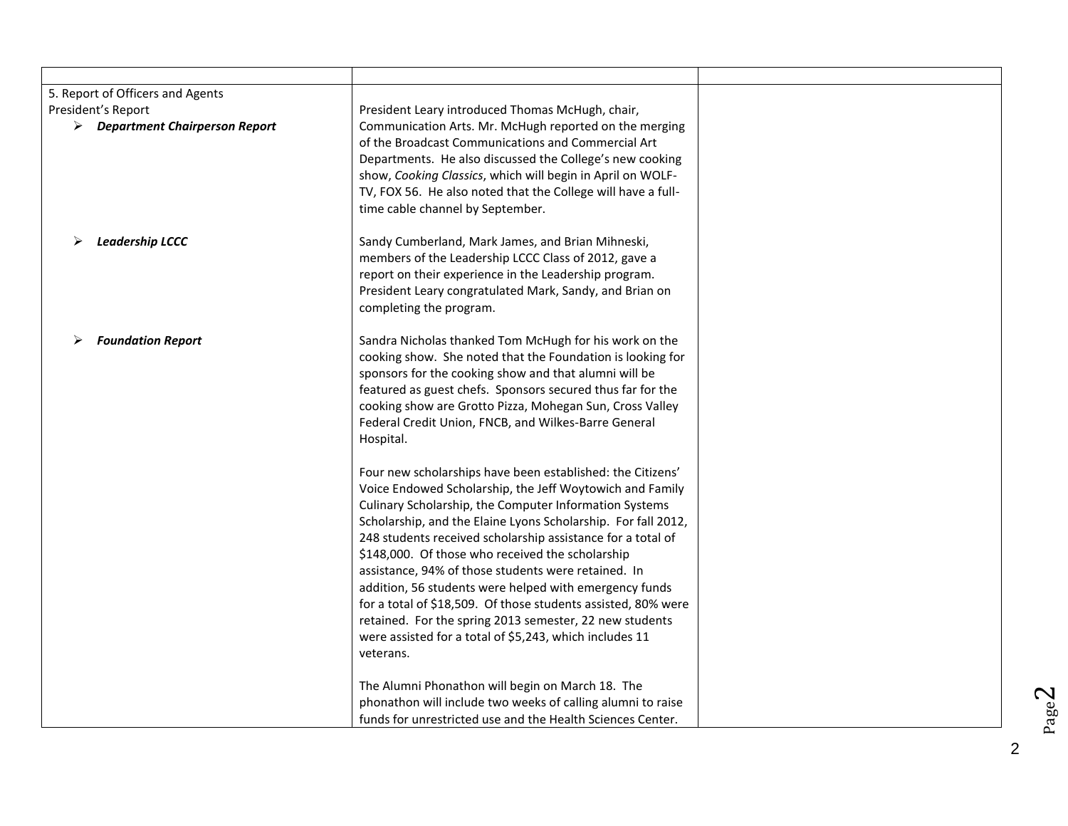| | | |
|---|---|---|
| 5. Report of Officers and Agents<br>President's Report<br>➢ ***Department Chairperson Report*** | President Leary introduced Thomas McHugh, chair, Communication Arts. Mr. McHugh reported on the merging of the Broadcast Communications and Commercial Art Departments. He also discussed the College's new cooking show, *Cooking Classics*, which will begin in April on WOLF-TV, FOX 56. He also noted that the College will have a full-time cable channel by September. | |
| ➢ ***Leadership LCCC*** | Sandy Cumberland, Mark James, and Brian Mihneski, members of the Leadership LCCC Class of 2012, gave a report on their experience in the Leadership program. President Leary congratulated Mark, Sandy, and Brian on completing the program. | |
| ➢ ***Foundation Report*** | Sandra Nicholas thanked Tom McHugh for his work on the cooking show. She noted that the Foundation is looking for sponsors for the cooking show and that alumni will be featured as guest chefs. Sponsors secured thus far for the cooking show are Grotto Pizza, Mohegan Sun, Cross Valley Federal Credit Union, FNCB, and Wilkes-Barre General Hospital.<br><br>Four new scholarships have been established: the Citizens' Voice Endowed Scholarship, the Jeff Woytowich and Family Culinary Scholarship, the Computer Information Systems Scholarship, and the Elaine Lyons Scholarship. For fall 2012, 248 students received scholarship assistance for a total of $148,000. Of those who received the scholarship assistance, 94% of those students were retained. In addition, 56 students were helped with emergency funds for a total of $18,509. Of those students assisted, 80% were retained. For the spring 2013 semester, 22 new students were assisted for a total of $5,243, which includes 11 veterans.<br><br>The Alumni Phonathon will begin on March 18. The phonathon will include two weeks of calling alumni to raise funds for unrestricted use and the Health Sciences Center. | |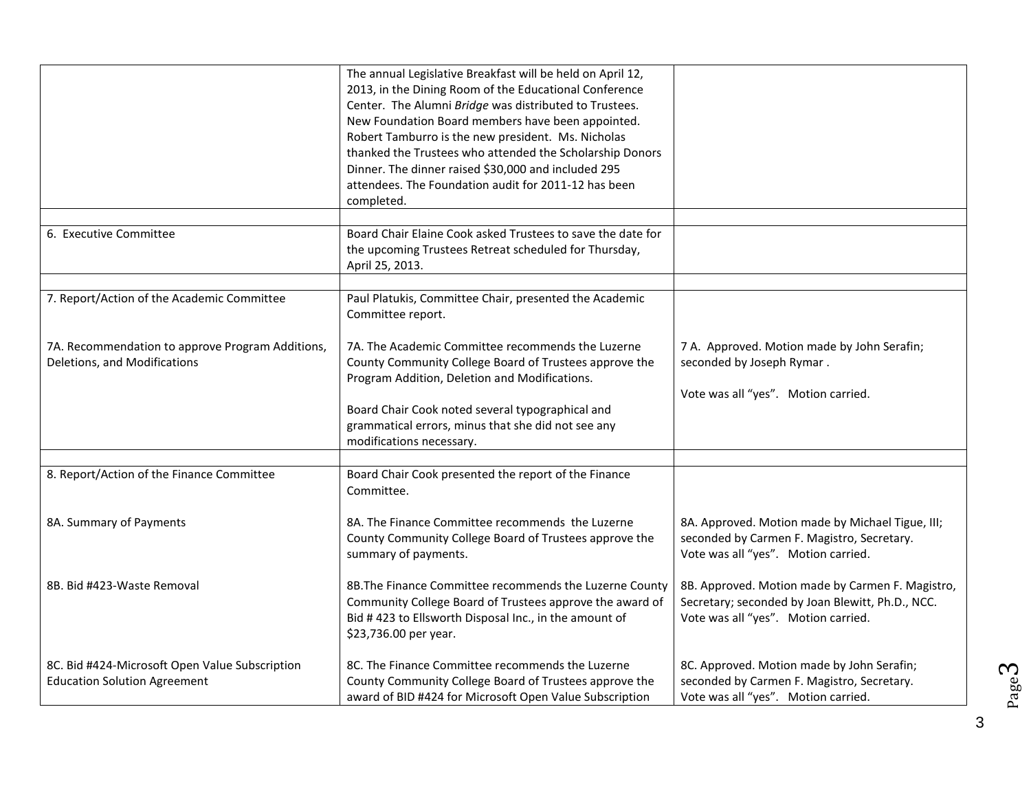| | | |
|---|---|---|
| | The annual Legislative Breakfast will be held on April 12, 2013, in the Dining Room of the Educational Conference Center. The Alumni *Bridge* was distributed to Trustees. New Foundation Board members have been appointed. Robert Tamburro is the new president. Ms. Nicholas thanked the Trustees who attended the Scholarship Donors Dinner. The dinner raised $30,000 and included 295 attendees. The Foundation audit for 2011-12 has been completed. | |
| | | |
| 6. Executive Committee | Board Chair Elaine Cook asked Trustees to save the date for the upcoming Trustees Retreat scheduled for Thursday, April 25, 2013. | |
| | | |
| 7. Report/Action of the Academic Committee<br><br>7A. Recommendation to approve Program Additions, Deletions, and Modifications | Paul Platukis, Committee Chair, presented the Academic Committee report.<br><br>7A. The Academic Committee recommends the Luzerne County Community College Board of Trustees approve the Program Addition, Deletion and Modifications.<br><br>Board Chair Cook noted several typographical and grammatical errors, minus that she did not see any modifications necessary. | 7 A. Approved. Motion made by John Serafin; seconded by Joseph Rymar .<br><br>Vote was all "yes". Motion carried. |
| | | |
| 8. Report/Action of the Finance Committee<br><br>8A. Summary of Payments<br><br>8B. Bid #423-Waste Removal<br><br>8C. Bid #424-Microsoft Open Value Subscription Education Solution Agreement | Board Chair Cook presented the report of the Finance Committee.<br><br>8A. The Finance Committee recommends the Luzerne County Community College Board of Trustees approve the summary of payments.<br><br>8B.The Finance Committee recommends the Luzerne County Community College Board of Trustees approve the award of Bid # 423 to Ellsworth Disposal Inc., in the amount of $23,736.00 per year.<br><br>8C. The Finance Committee recommends the Luzerne County Community College Board of Trustees approve the award of BID #424 for Microsoft Open Value Subscription | 8A. Approved. Motion made by Michael Tigue, III; seconded by Carmen F. Magistro, Secretary. Vote was all "yes". Motion carried.<br><br>8B. Approved. Motion made by Carmen F. Magistro, Secretary; seconded by Joan Blewitt, Ph.D., NCC. Vote was all "yes". Motion carried.<br><br>8C. Approved. Motion made by John Serafin; seconded by Carmen F. Magistro, Secretary. Vote was all "yes". Motion carried. |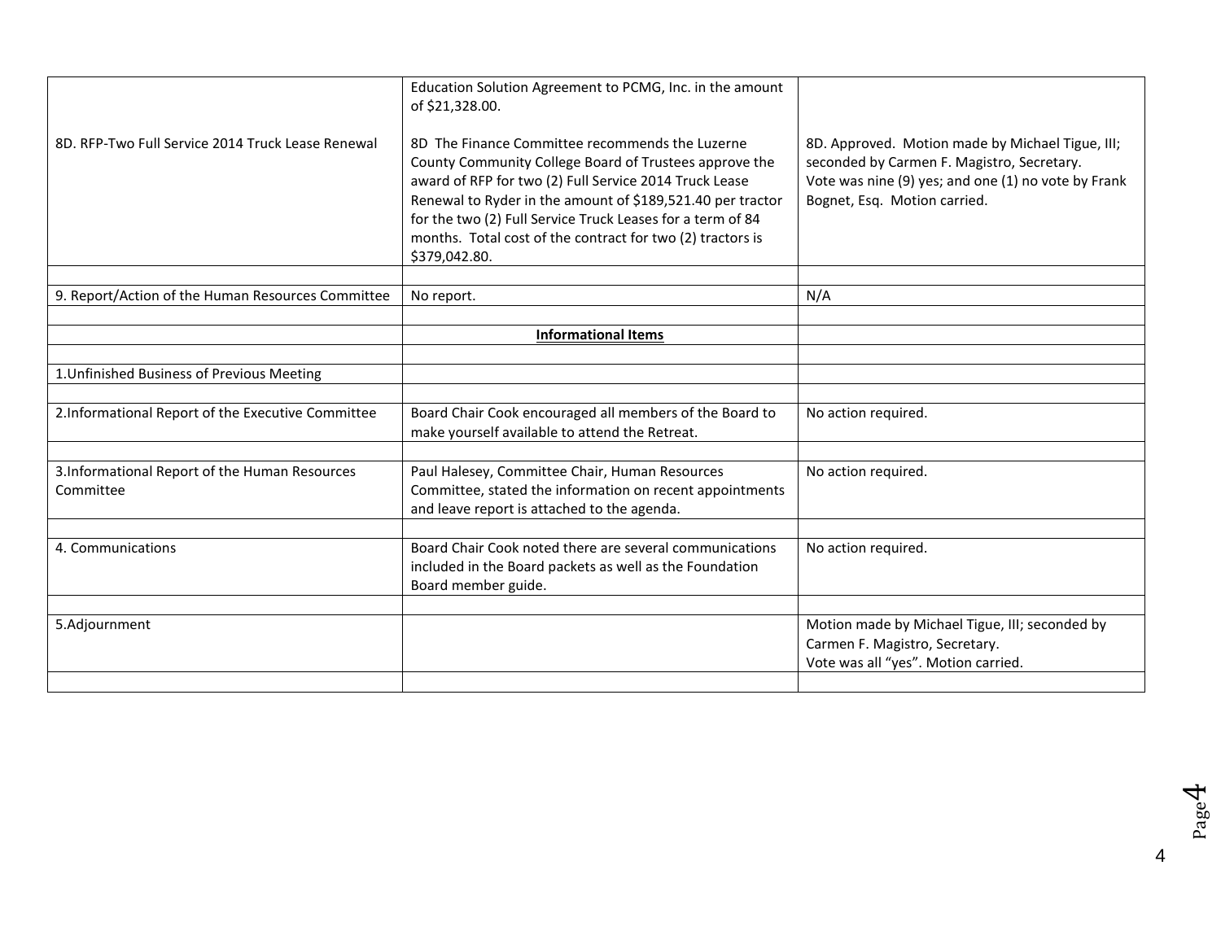| | | |
|---|---|---|
| | Education Solution Agreement to PCMG, Inc. in the amount of $21,328.00. | |
| 8D. RFP-Two Full Service 2014 Truck Lease Renewal | 8D The Finance Committee recommends the Luzerne County Community College Board of Trustees approve the award of RFP for two (2) Full Service 2014 Truck Lease Renewal to Ryder in the amount of $189,521.40 per tractor for the two (2) Full Service Truck Leases for a term of 84 months. Total cost of the contract for two (2) tractors is $379,042.80. | 8D. Approved. Motion made by Michael Tigue, III; seconded by Carmen F. Magistro, Secretary. Vote was nine (9) yes; and one (1) no vote by Frank Bognet, Esq. Motion carried. |
| | | |
| 9. Report/Action of the Human Resources Committee | No report. | N/A |
| | | |
| | **Informational Items** | |
| | | |
| 1.Unfinished Business of Previous Meeting | | |
| | | |
| 2.Informational Report of the Executive Committee | Board Chair Cook encouraged all members of the Board to make yourself available to attend the Retreat. | No action required. |
| | | |
| 3.Informational Report of the Human Resources Committee | Paul Halesey, Committee Chair, Human Resources Committee, stated the information on recent appointments and leave report is attached to the agenda. | No action required. |
| | | |
| 4. Communications | Board Chair Cook noted there are several communications included in the Board packets as well as the Foundation Board member guide. | No action required. |
| | | |
| 5.Adjournment | | Motion made by Michael Tigue, III; seconded by Carmen F. Magistro, Secretary. Vote was all "yes". Motion carried. |
| | | |